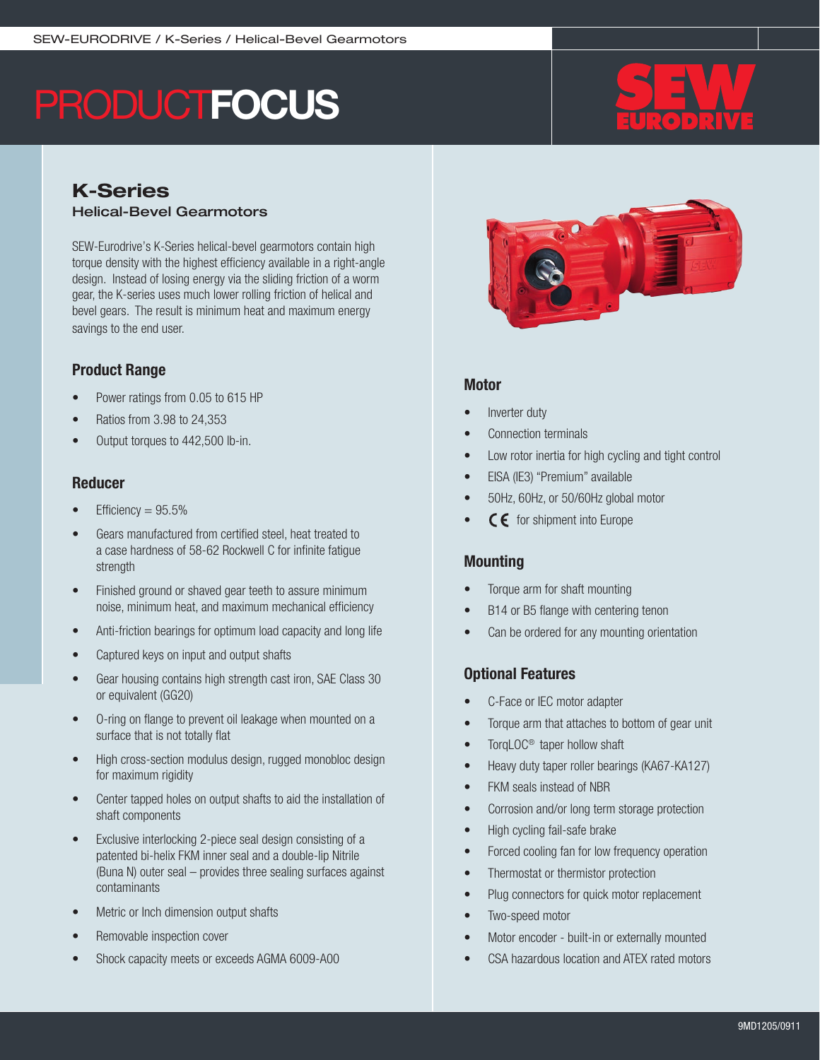# PRODUCT**FOCUS**

## K-Series

### Helical-Bevel Gearmotors

SEW-Eurodrive's K-Series helical-bevel gearmotors contain high torque density with the highest efficiency available in a right-angle design. Instead of losing energy via the sliding friction of a worm gear, the K-series uses much lower rolling friction of helical and bevel gears. The result is minimum heat and maximum energy savings to the end user.

### Product Range

- Power ratings from 0.05 to 615 HP
- Ratios from 3.98 to 24,353
- Output torques to 442,500 lb-in.

### Reducer

- Efficiency = 95.5%
- Gears manufactured from certified steel, heat treated to a case hardness of 58-62 Rockwell C for infinite fatigue strength
- Finished ground or shaved gear teeth to assure minimum noise, minimum heat, and maximum mechanical efficiency
- Anti-friction bearings for optimum load capacity and long life
- Captured keys on input and output shafts
- Gear housing contains high strength cast iron, SAE Class 30 or equivalent (GG20)
- O-ring on flange to prevent oil leakage when mounted on a surface that is not totally flat
- High cross-section modulus design, rugged monobloc design for maximum rigidity
- Center tapped holes on output shafts to aid the installation of shaft components
- Exclusive interlocking 2-piece seal design consisting of a patented bi-helix FKM inner seal and a double-lip Nitrile (Buna N) outer seal – provides three sealing surfaces against contaminants
- Metric or Inch dimension output shafts
- Removable inspection cover
- Shock capacity meets or exceeds AGMA 6009-A00

### Motor

- Inverter duty
- Connection terminals
- Low rotor inertia for high cycling and tight control
- EISA (IE3) "Premium" available
- 50Hz, 60Hz, or 50/60Hz global motor
- CE for shipment into Europe

### Mounting

- Torque arm for shaft mounting
- B14 or B5 flange with centering tenon
- Can be ordered for any mounting orientation

### Optional Features

- C-Face or IEC motor adapter
- Torque arm that attaches to bottom of gear unit
- TorqLOC® taper hollow shaft
- Heavy duty taper roller bearings (KA67-KA127)
- FKM seals instead of NBR
- Corrosion and/or long term storage protection
- High cycling fail-safe brake
- Forced cooling fan for low frequency operation
- Thermostat or thermistor protection
- Plug connectors for quick motor replacement
- Two-speed motor
- Motor encoder - built-in or externally mounted
- CSA hazardous location and ATEX rated motors

9MD1205/0911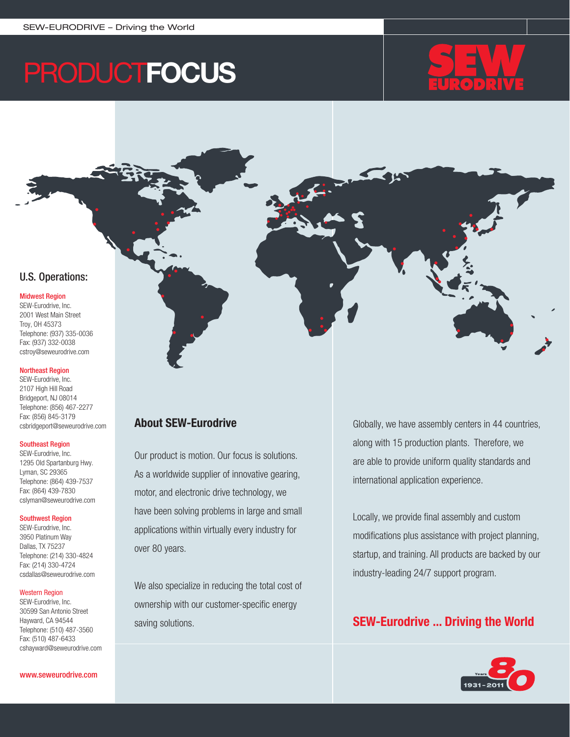# PRODUCTFOCUS

## U.S. Operations:

**Midwest Region**
SEW-Eurodrive, Inc.
2001 West Main Street
Troy, OH 45373
Telephone: (937) 335-0036
Fax: (937) 332-0038
cstroy@seweurodrive.com

**Northeast Region**
SEW-Eurodrive, Inc.
2107 High Hill Road
Bridgeport, NJ 08014
Telephone: (856) 467-2277
Fax: (856) 845-3179
csbridgeport@seweurodrive.com

**Southeast Region**
SEW-Eurodrive, Inc.
1295 Old Spartanburg Hwy.
Lyman, SC 29365
Telephone: (864) 439-7537
Fax: (864) 439-7830
cslyman@seweurodrive.com

**Southwest Region**
SEW-Eurodrive, Inc.
3950 Platinum Way
Dallas, TX 75237
Telephone: (214) 330-4824
Fax: (214) 330-4724
csdallas@seweurodrive.com

**Western Region**
SEW-Eurodrive, Inc.
30599 San Antonio Street
Hayward, CA 94544
Telephone: (510) 487-3560
Fax: (510) 487-6433
cshayward@seweurodrive.com

www.seweurodrive.com

## About SEW-Eurodrive

Our product is motion. Our focus is solutions. As a worldwide supplier of innovative gearing, motor, and electronic drive technology, we have been solving problems in large and small applications within virtually every industry for over 80 years.

We also specialize in reducing the total cost of ownership with our customer-specific energy saving solutions.

Globally, we have assembly centers in 44 countries, along with 15 production plants. Therefore, we are able to provide uniform quality standards and international application experience.

Locally, we provide final assembly and custom modifications plus assistance with project planning, startup, and training. All products are backed by our industry-leading 24/7 support program.

**SEW-Eurodrive ... Driving the World**

Years 80
1931-2011